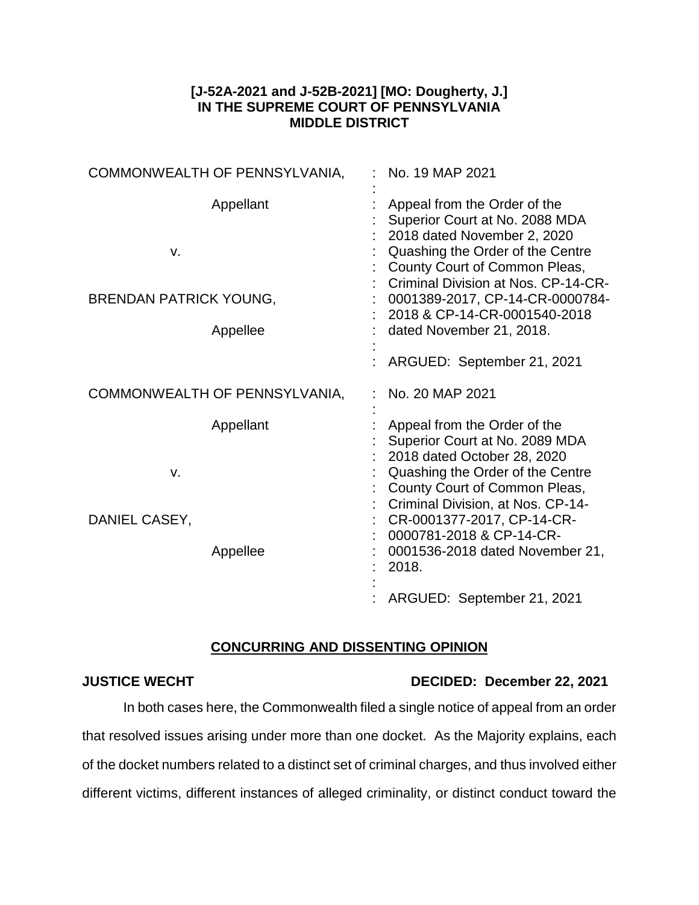**[J-52A-2021 and J-52B-2021] [MO: Dougherty, J.]**
**IN THE SUPREME COURT OF PENNSYLVANIA**
**MIDDLE DISTRICT**

| | |
|---|---|
| COMMONWEALTH OF PENNSYLVANIA,<br><br>Appellant<br><br>v.<br><br>BRENDAN PATRICK YOUNG,<br><br>Appellee | No. 19 MAP 2021<br><br>Appeal from the Order of the Superior Court at No. 2088 MDA 2018 dated November 2, 2020 Quashing the Order of the Centre County Court of Common Pleas, Criminal Division at Nos. CP-14-CR-0001389-2017, CP-14-CR-0000784-2018 & CP-14-CR-0001540-2018 dated November 21, 2018.<br><br>ARGUED: September 21, 2021 |
| COMMONWEALTH OF PENNSYLVANIA,<br><br>Appellant<br><br>v.<br><br>DANIEL CASEY,<br><br>Appellee | No. 20 MAP 2021<br><br>Appeal from the Order of the Superior Court at No. 2089 MDA 2018 dated October 28, 2020 Quashing the Order of the Centre County Court of Common Pleas, Criminal Division, at Nos. CP-14-CR-0001377-2017, CP-14-CR-0000781-2018 & CP-14-CR-0001536-2018 dated November 21, 2018.<br><br>ARGUED: September 21, 2021 |

## CONCURRING AND DISSENTING OPINION

**JUSTICE WECHT** **DECIDED: December 22, 2021**

In both cases here, the Commonwealth filed a single notice of appeal from an order that resolved issues arising under more than one docket. As the Majority explains, each of the docket numbers related to a distinct set of criminal charges, and thus involved either different victims, different instances of alleged criminality, or distinct conduct toward the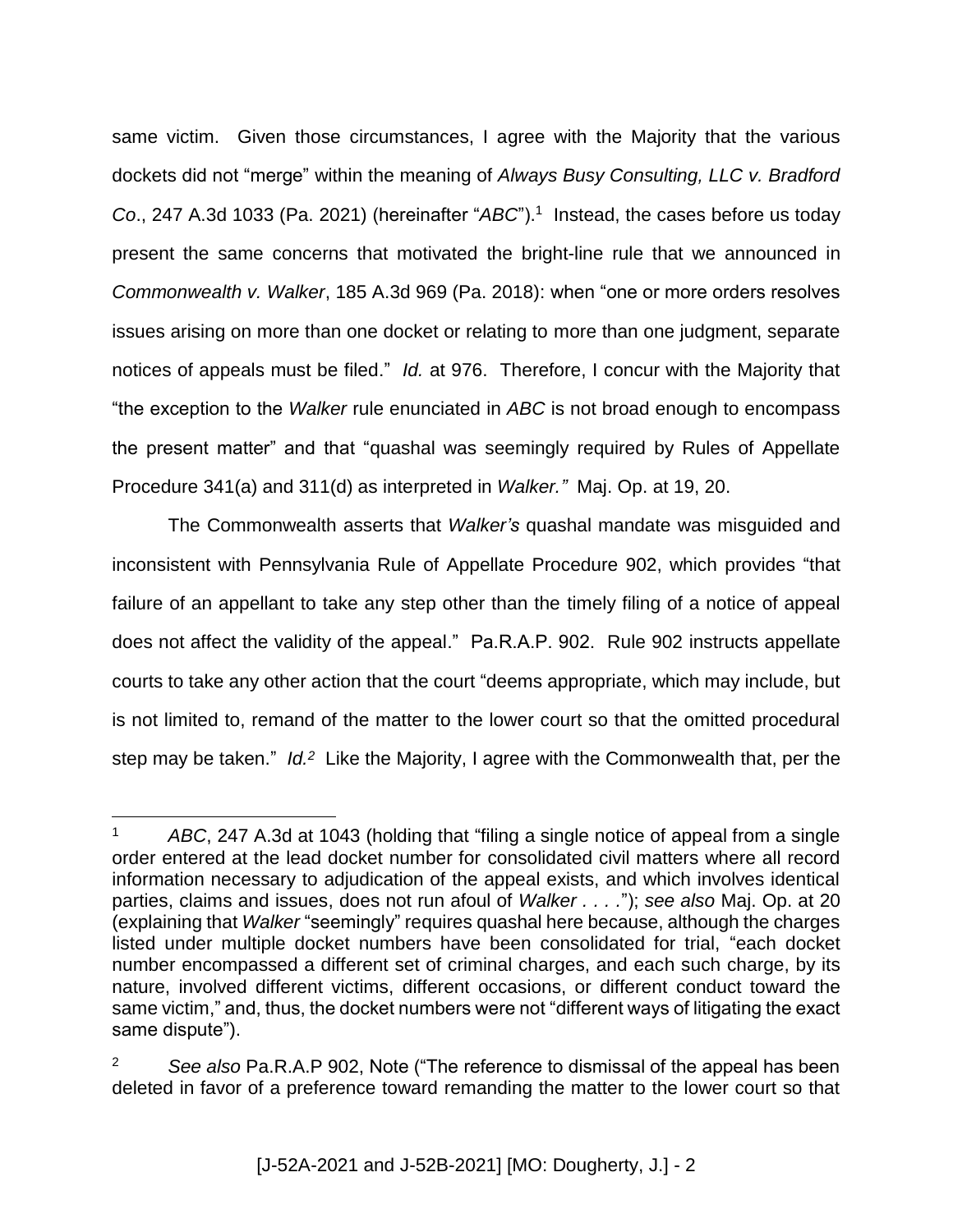same victim. Given those circumstances, I agree with the Majority that the various dockets did not "merge" within the meaning of *Always Busy Consulting, LLC v. Bradford Co*., 247 A.3d 1033 (Pa. 2021) (hereinafter "*ABC*").[1] Instead, the cases before us today present the same concerns that motivated the bright-line rule that we announced in *Commonwealth v. Walker*, 185 A.3d 969 (Pa. 2018): when "one or more orders resolves issues arising on more than one docket or relating to more than one judgment, separate notices of appeals must be filed." *Id.* at 976. Therefore, I concur with the Majority that "the exception to the *Walker* rule enunciated in *ABC* is not broad enough to encompass the present matter" and that "quashal was seemingly required by Rules of Appellate Procedure 341(a) and 311(d) as interpreted in *Walker."* Maj. Op. at 19, 20.

The Commonwealth asserts that *Walker's* quashal mandate was misguided and inconsistent with Pennsylvania Rule of Appellate Procedure 902, which provides "that failure of an appellant to take any step other than the timely filing of a notice of appeal does not affect the validity of the appeal." Pa.R.A.P. 902. Rule 902 instructs appellate courts to take any other action that the court "deems appropriate, which may include, but is not limited to, remand of the matter to the lower court so that the omitted procedural step may be taken." *Id.*[2] Like the Majority, I agree with the Commonwealth that, per the

---

[1] *ABC*, 247 A.3d at 1043 (holding that "filing a single notice of appeal from a single order entered at the lead docket number for consolidated civil matters where all record information necessary to adjudication of the appeal exists, and which involves identical parties, claims and issues, does not run afoul of *Walker . . . .*"); *see also* Maj. Op. at 20 (explaining that *Walker* "seemingly" requires quashal here because, although the charges listed under multiple docket numbers have been consolidated for trial, "each docket number encompassed a different set of criminal charges, and each such charge, by its nature, involved different victims, different occasions, or different conduct toward the same victim," and, thus, the docket numbers were not "different ways of litigating the exact same dispute").

[2] *See also* Pa.R.A.P 902, Note ("The reference to dismissal of the appeal has been deleted in favor of a preference toward remanding the matter to the lower court so that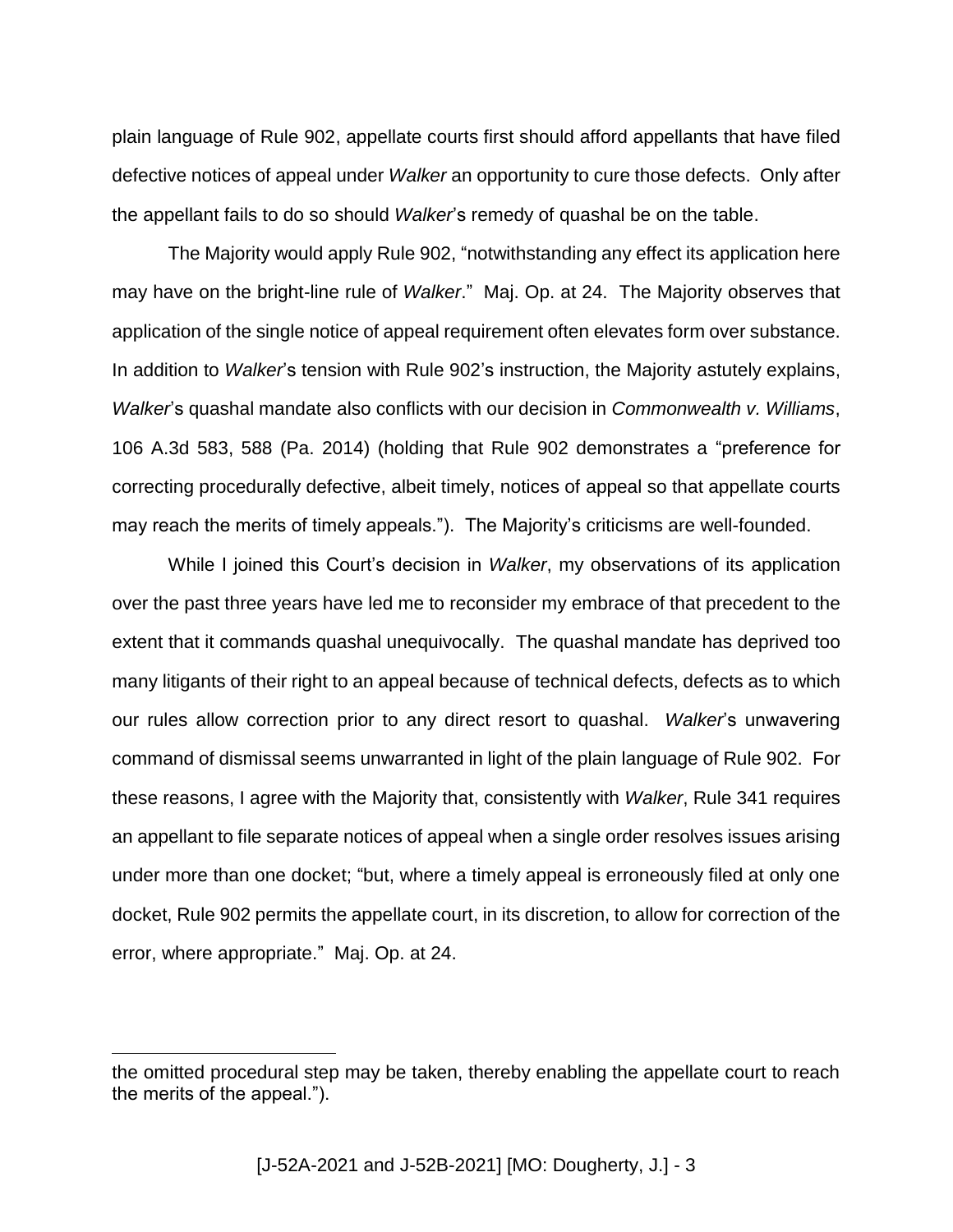plain language of Rule 902, appellate courts first should afford appellants that have filed defective notices of appeal under *Walker* an opportunity to cure those defects. Only after the appellant fails to do so should *Walker*'s remedy of quashal be on the table.

The Majority would apply Rule 902, "notwithstanding any effect its application here may have on the bright-line rule of *Walker*." Maj. Op. at 24. The Majority observes that application of the single notice of appeal requirement often elevates form over substance. In addition to *Walker*'s tension with Rule 902's instruction, the Majority astutely explains, *Walker*'s quashal mandate also conflicts with our decision in *Commonwealth v. Williams*, 106 A.3d 583, 588 (Pa. 2014) (holding that Rule 902 demonstrates a "preference for correcting procedurally defective, albeit timely, notices of appeal so that appellate courts may reach the merits of timely appeals."). The Majority's criticisms are well-founded.

While I joined this Court's decision in *Walker*, my observations of its application over the past three years have led me to reconsider my embrace of that precedent to the extent that it commands quashal unequivocally. The quashal mandate has deprived too many litigants of their right to an appeal because of technical defects, defects as to which our rules allow correction prior to any direct resort to quashal. *Walker*'s unwavering command of dismissal seems unwarranted in light of the plain language of Rule 902. For these reasons, I agree with the Majority that, consistently with *Walker*, Rule 341 requires an appellant to file separate notices of appeal when a single order resolves issues arising under more than one docket; "but, where a timely appeal is erroneously filed at only one docket, Rule 902 permits the appellate court, in its discretion, to allow for correction of the error, where appropriate." Maj. Op. at 24.

---

the omitted procedural step may be taken, thereby enabling the appellate court to reach the merits of the appeal.").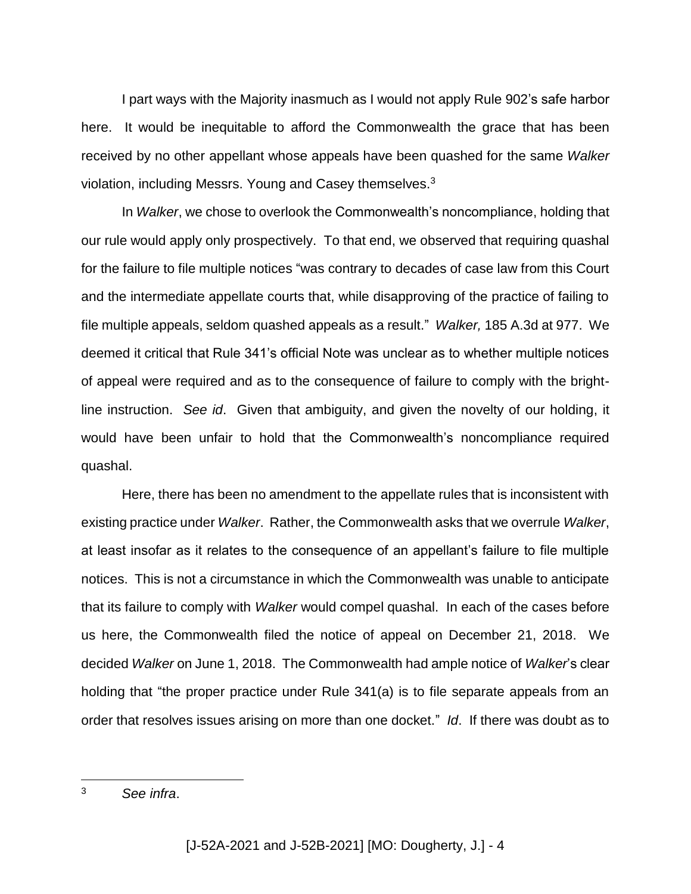I part ways with the Majority inasmuch as I would not apply Rule 902's safe harbor here. It would be inequitable to afford the Commonwealth the grace that has been received by no other appellant whose appeals have been quashed for the same *Walker* violation, including Messrs. Young and Casey themselves.[3]

In *Walker*, we chose to overlook the Commonwealth's noncompliance, holding that our rule would apply only prospectively. To that end, we observed that requiring quashal for the failure to file multiple notices "was contrary to decades of case law from this Court and the intermediate appellate courts that, while disapproving of the practice of failing to file multiple appeals, seldom quashed appeals as a result." *Walker,* 185 A.3d at 977. We deemed it critical that Rule 341's official Note was unclear as to whether multiple notices of appeal were required and as to the consequence of failure to comply with the bright-line instruction. *See id*. Given that ambiguity, and given the novelty of our holding, it would have been unfair to hold that the Commonwealth's noncompliance required quashal.

Here, there has been no amendment to the appellate rules that is inconsistent with existing practice under *Walker*. Rather, the Commonwealth asks that we overrule *Walker*, at least insofar as it relates to the consequence of an appellant's failure to file multiple notices. This is not a circumstance in which the Commonwealth was unable to anticipate that its failure to comply with *Walker* would compel quashal. In each of the cases before us here, the Commonwealth filed the notice of appeal on December 21, 2018. We decided *Walker* on June 1, 2018. The Commonwealth had ample notice of *Walker*'s clear holding that "the proper practice under Rule 341(a) is to file separate appeals from an order that resolves issues arising on more than one docket." *Id*. If there was doubt as to

---

[3] *See infra*.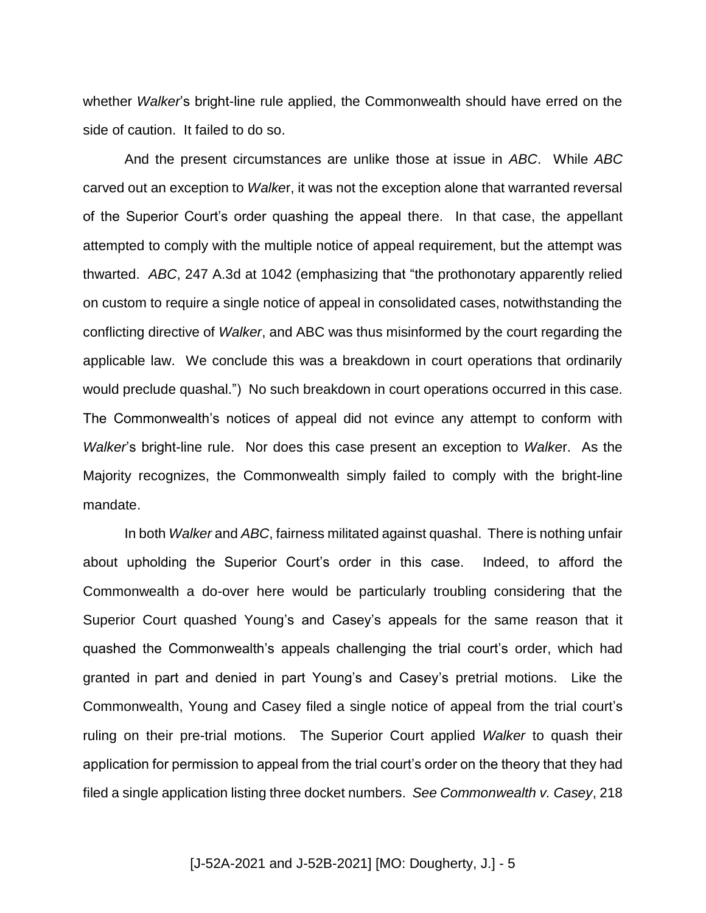whether *Walker*'s bright-line rule applied, the Commonwealth should have erred on the side of caution. It failed to do so.

And the present circumstances are unlike those at issue in *ABC*. While *ABC* carved out an exception to *Walke*r, it was not the exception alone that warranted reversal of the Superior Court's order quashing the appeal there. In that case, the appellant attempted to comply with the multiple notice of appeal requirement, but the attempt was thwarted. *ABC*, 247 A.3d at 1042 (emphasizing that "the prothonotary apparently relied on custom to require a single notice of appeal in consolidated cases, notwithstanding the conflicting directive of *Walker*, and ABC was thus misinformed by the court regarding the applicable law. We conclude this was a breakdown in court operations that ordinarily would preclude quashal.") No such breakdown in court operations occurred in this case. The Commonwealth's notices of appeal did not evince any attempt to conform with *Walker*'s bright-line rule. Nor does this case present an exception to *Walke*r. As the Majority recognizes, the Commonwealth simply failed to comply with the bright-line mandate.

In both *Walker* and *ABC*, fairness militated against quashal. There is nothing unfair about upholding the Superior Court's order in this case. Indeed, to afford the Commonwealth a do-over here would be particularly troubling considering that the Superior Court quashed Young's and Casey's appeals for the same reason that it quashed the Commonwealth's appeals challenging the trial court's order, which had granted in part and denied in part Young's and Casey's pretrial motions. Like the Commonwealth, Young and Casey filed a single notice of appeal from the trial court's ruling on their pre-trial motions. The Superior Court applied *Walker* to quash their application for permission to appeal from the trial court's order on the theory that they had filed a single application listing three docket numbers. *See Commonwealth v. Casey*, 218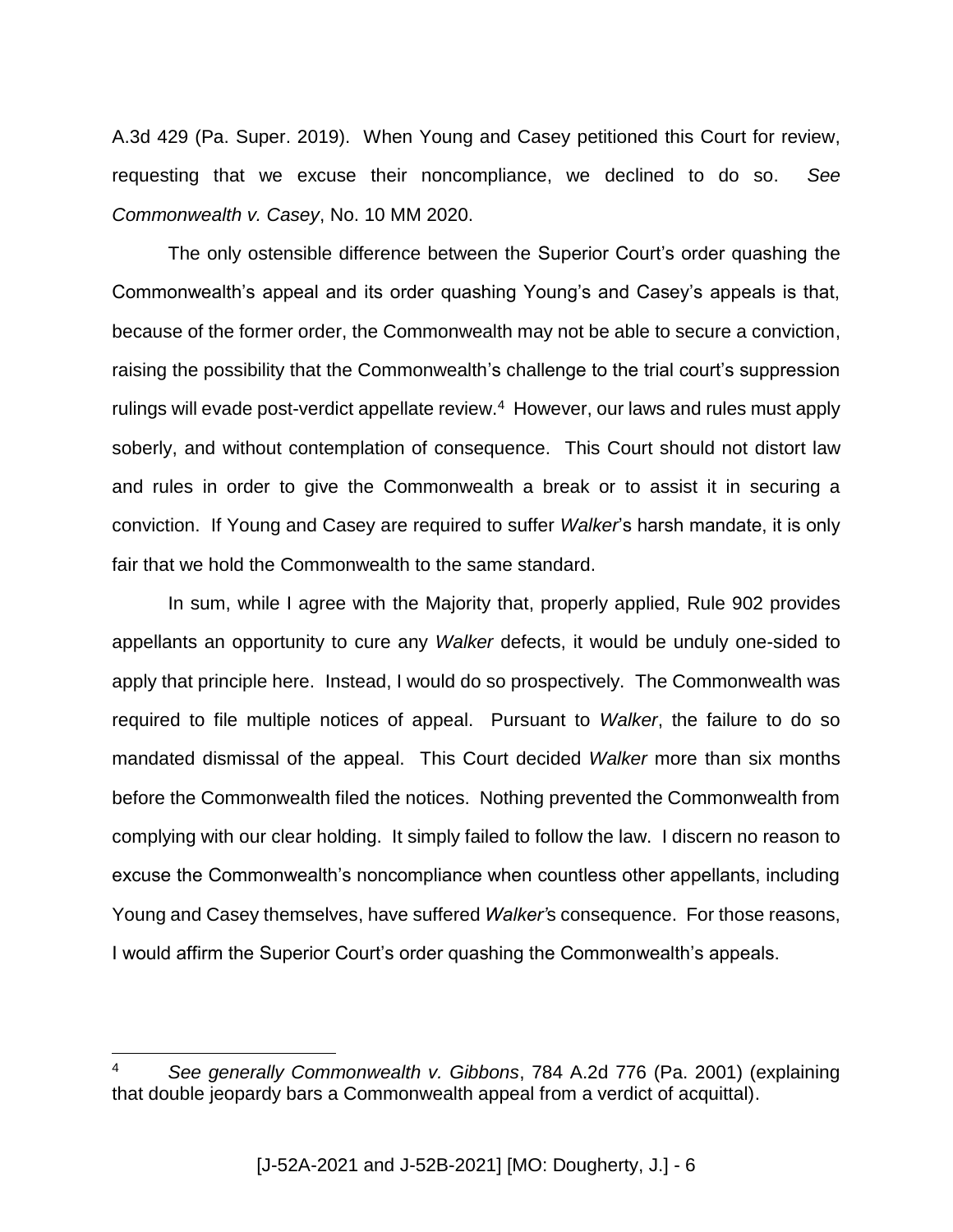A.3d 429 (Pa. Super. 2019). When Young and Casey petitioned this Court for review, requesting that we excuse their noncompliance, we declined to do so. *See Commonwealth v. Casey*, No. 10 MM 2020.

The only ostensible difference between the Superior Court's order quashing the Commonwealth's appeal and its order quashing Young's and Casey's appeals is that, because of the former order, the Commonwealth may not be able to secure a conviction, raising the possibility that the Commonwealth's challenge to the trial court's suppression rulings will evade post-verdict appellate review.[4] However, our laws and rules must apply soberly, and without contemplation of consequence. This Court should not distort law and rules in order to give the Commonwealth a break or to assist it in securing a conviction. If Young and Casey are required to suffer *Walker*'s harsh mandate, it is only fair that we hold the Commonwealth to the same standard.

In sum, while I agree with the Majority that, properly applied, Rule 902 provides appellants an opportunity to cure any *Walker* defects, it would be unduly one-sided to apply that principle here. Instead, I would do so prospectively. The Commonwealth was required to file multiple notices of appeal. Pursuant to *Walker*, the failure to do so mandated dismissal of the appeal. This Court decided *Walker* more than six months before the Commonwealth filed the notices. Nothing prevented the Commonwealth from complying with our clear holding. It simply failed to follow the law. I discern no reason to excuse the Commonwealth's noncompliance when countless other appellants, including Young and Casey themselves, have suffered *Walker'*s consequence. For those reasons, I would affirm the Superior Court's order quashing the Commonwealth's appeals.

---

[4] *See generally Commonwealth v. Gibbons*, 784 A.2d 776 (Pa. 2001) (explaining that double jeopardy bars a Commonwealth appeal from a verdict of acquittal).